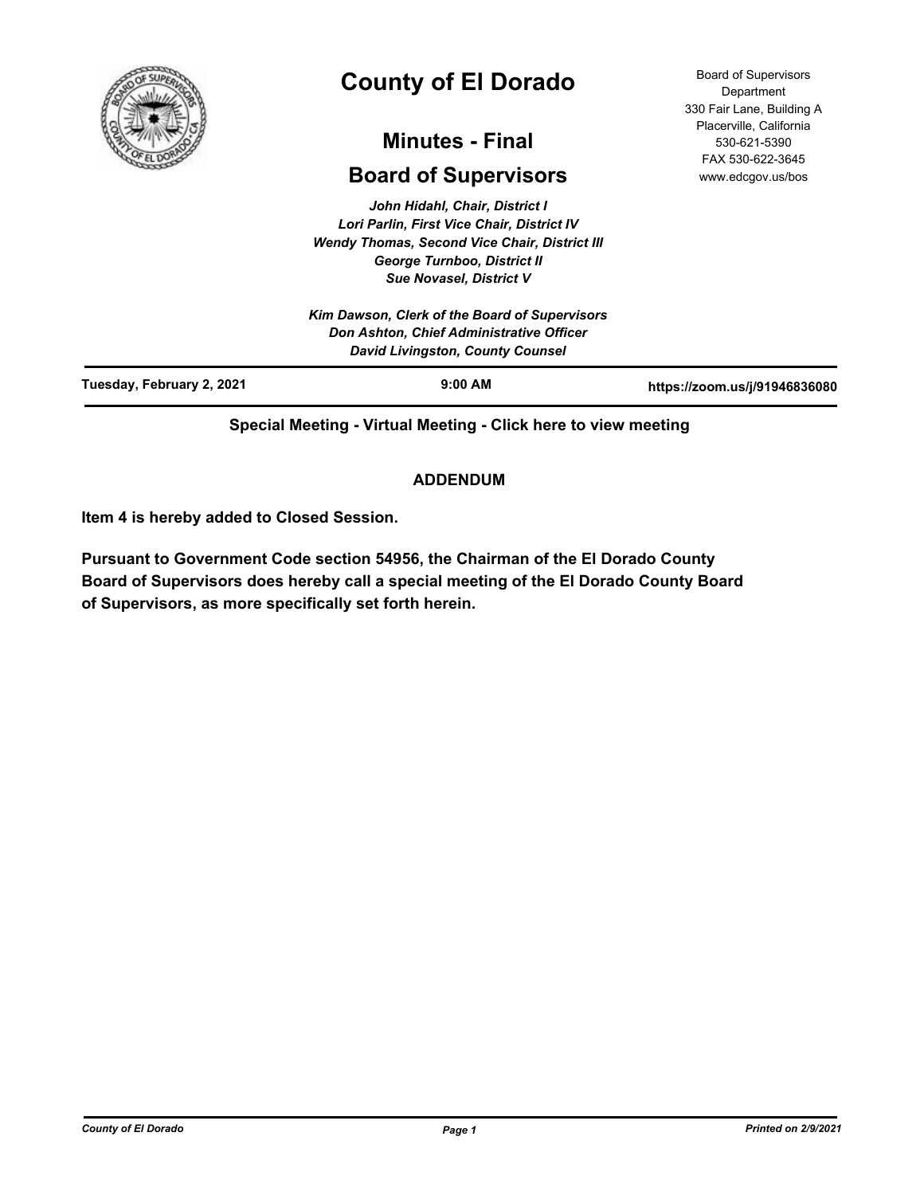# County of El Dorado

## Minutes - Final

## Board of Supervisors

Board of Supervisors Department
330 Fair Lane, Building A
Placerville, California
530-621-5390
FAX 530-622-3645
www.edcgov.us/bos

*John Hidahl, Chair, District I*
*Lori Parlin, First Vice Chair, District IV*
*Wendy Thomas, Second Vice Chair, District III*
*George Turnboo, District II*
*Sue Novasel, District V*

*Kim Dawson, Clerk of the Board of Supervisors*
*Don Ashton, Chief Administrative Officer*
*David Livingston, County Counsel*

**Tuesday, February 2, 2021** | **9:00 AM** | **https://zoom.us/j/91946836080**

**Special Meeting - Virtual Meeting - Click here to view meeting**

**ADDENDUM**

**Item 4 is hereby added to Closed Session.**

**Pursuant to Government Code section 54956, the Chairman of the El Dorado County Board of Supervisors does hereby call a special meeting of the El Dorado County Board of Supervisors, as more specifically set forth herein.**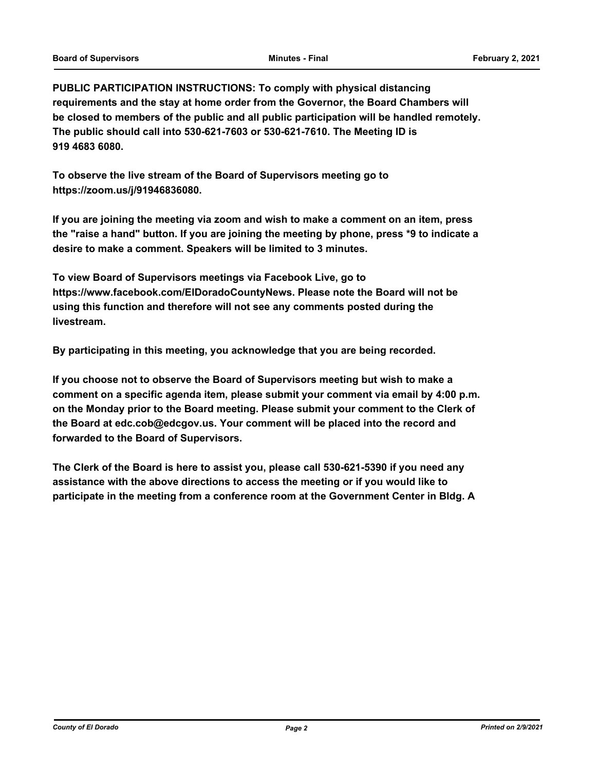**PUBLIC PARTICIPATION INSTRUCTIONS: To comply with physical distancing requirements and the stay at home order from the Governor, the Board Chambers will be closed to members of the public and all public participation will be handled remotely. The public should call into 530-621-7603 or 530-621-7610. The Meeting ID is 919 4683 6080.**

**To observe the live stream of the Board of Supervisors meeting go to https://zoom.us/j/91946836080.**

**If you are joining the meeting via zoom and wish to make a comment on an item, press the "raise a hand" button. If you are joining the meeting by phone, press *9 to indicate a desire to make a comment. Speakers will be limited to 3 minutes.**

**To view Board of Supervisors meetings via Facebook Live, go to https://www.facebook.com/ElDoradoCountyNews. Please note the Board will not be using this function and therefore will not see any comments posted during the livestream.**

**By participating in this meeting, you acknowledge that you are being recorded.**

**If you choose not to observe the Board of Supervisors meeting but wish to make a comment on a specific agenda item, please submit your comment via email by 4:00 p.m. on the Monday prior to the Board meeting. Please submit your comment to the Clerk of the Board at edc.cob@edcgov.us. Your comment will be placed into the record and forwarded to the Board of Supervisors.**

**The Clerk of the Board is here to assist you, please call 530-621-5390 if you need any assistance with the above directions to access the meeting or if you would like to participate in the meeting from a conference room at the Government Center in Bldg. A**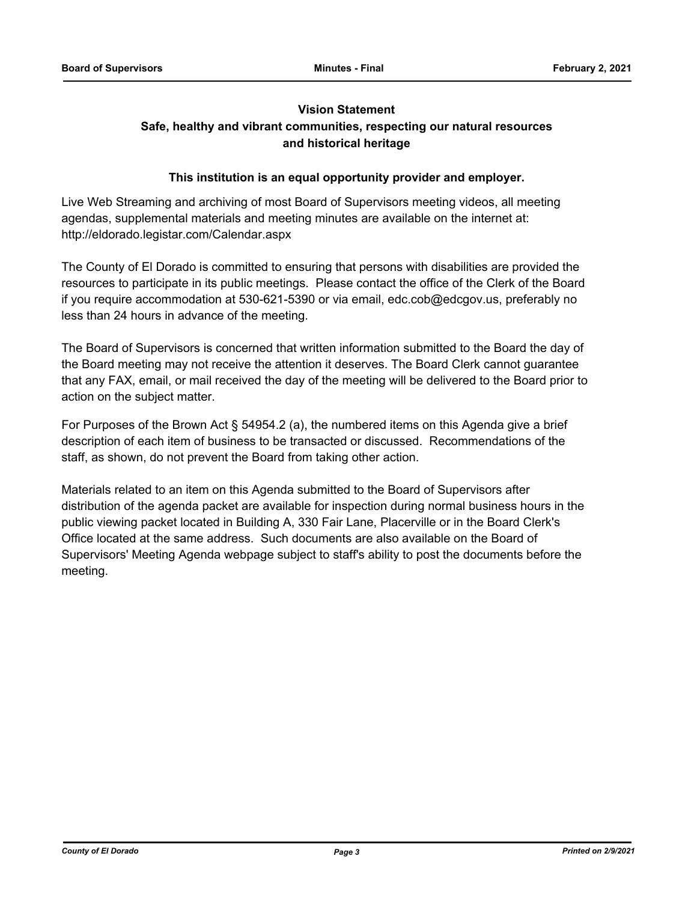**Vision Statement**

**Safe, healthy and vibrant communities, respecting our natural resources and historical heritage**

**This institution is an equal opportunity provider and employer.**

Live Web Streaming and archiving of most Board of Supervisors meeting videos, all meeting agendas, supplemental materials and meeting minutes are available on the internet at: http://eldorado.legistar.com/Calendar.aspx

The County of El Dorado is committed to ensuring that persons with disabilities are provided the resources to participate in its public meetings. Please contact the office of the Clerk of the Board if you require accommodation at 530-621-5390 or via email, edc.cob@edcgov.us, preferably no less than 24 hours in advance of the meeting.

The Board of Supervisors is concerned that written information submitted to the Board the day of the Board meeting may not receive the attention it deserves. The Board Clerk cannot guarantee that any FAX, email, or mail received the day of the meeting will be delivered to the Board prior to action on the subject matter.

For Purposes of the Brown Act § 54954.2 (a), the numbered items on this Agenda give a brief description of each item of business to be transacted or discussed. Recommendations of the staff, as shown, do not prevent the Board from taking other action.

Materials related to an item on this Agenda submitted to the Board of Supervisors after distribution of the agenda packet are available for inspection during normal business hours in the public viewing packet located in Building A, 330 Fair Lane, Placerville or in the Board Clerk's Office located at the same address. Such documents are also available on the Board of Supervisors' Meeting Agenda webpage subject to staff's ability to post the documents before the meeting.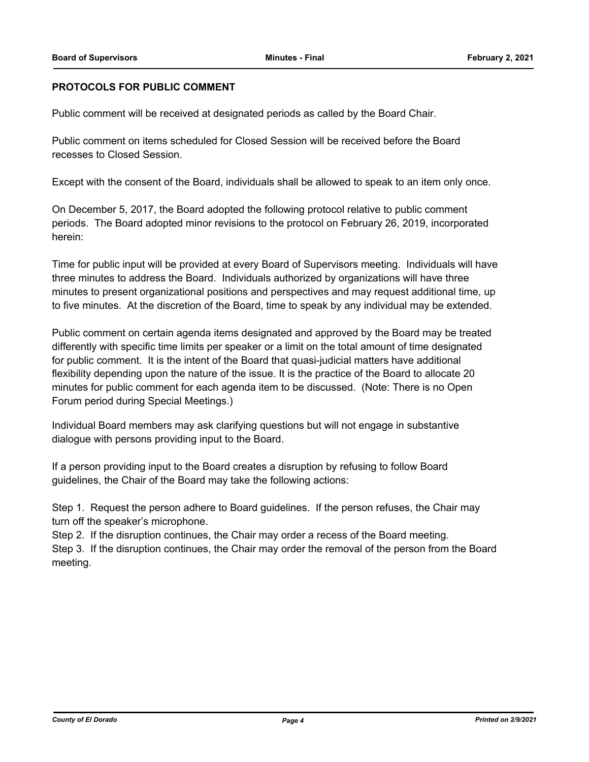**PROTOCOLS FOR PUBLIC COMMENT**

Public comment will be received at designated periods as called by the Board Chair.

Public comment on items scheduled for Closed Session will be received before the Board recesses to Closed Session.

Except with the consent of the Board, individuals shall be allowed to speak to an item only once.

On December 5, 2017, the Board adopted the following protocol relative to public comment periods. The Board adopted minor revisions to the protocol on February 26, 2019, incorporated herein:

Time for public input will be provided at every Board of Supervisors meeting. Individuals will have three minutes to address the Board. Individuals authorized by organizations will have three minutes to present organizational positions and perspectives and may request additional time, up to five minutes. At the discretion of the Board, time to speak by any individual may be extended.

Public comment on certain agenda items designated and approved by the Board may be treated differently with specific time limits per speaker or a limit on the total amount of time designated for public comment. It is the intent of the Board that quasi-judicial matters have additional flexibility depending upon the nature of the issue. It is the practice of the Board to allocate 20 minutes for public comment for each agenda item to be discussed. (Note: There is no Open Forum period during Special Meetings.)

Individual Board members may ask clarifying questions but will not engage in substantive dialogue with persons providing input to the Board.

If a person providing input to the Board creates a disruption by refusing to follow Board guidelines, the Chair of the Board may take the following actions:

Step 1. Request the person adhere to Board guidelines. If the person refuses, the Chair may turn off the speaker's microphone.
Step 2. If the disruption continues, the Chair may order a recess of the Board meeting.
Step 3. If the disruption continues, the Chair may order the removal of the person from the Board meeting.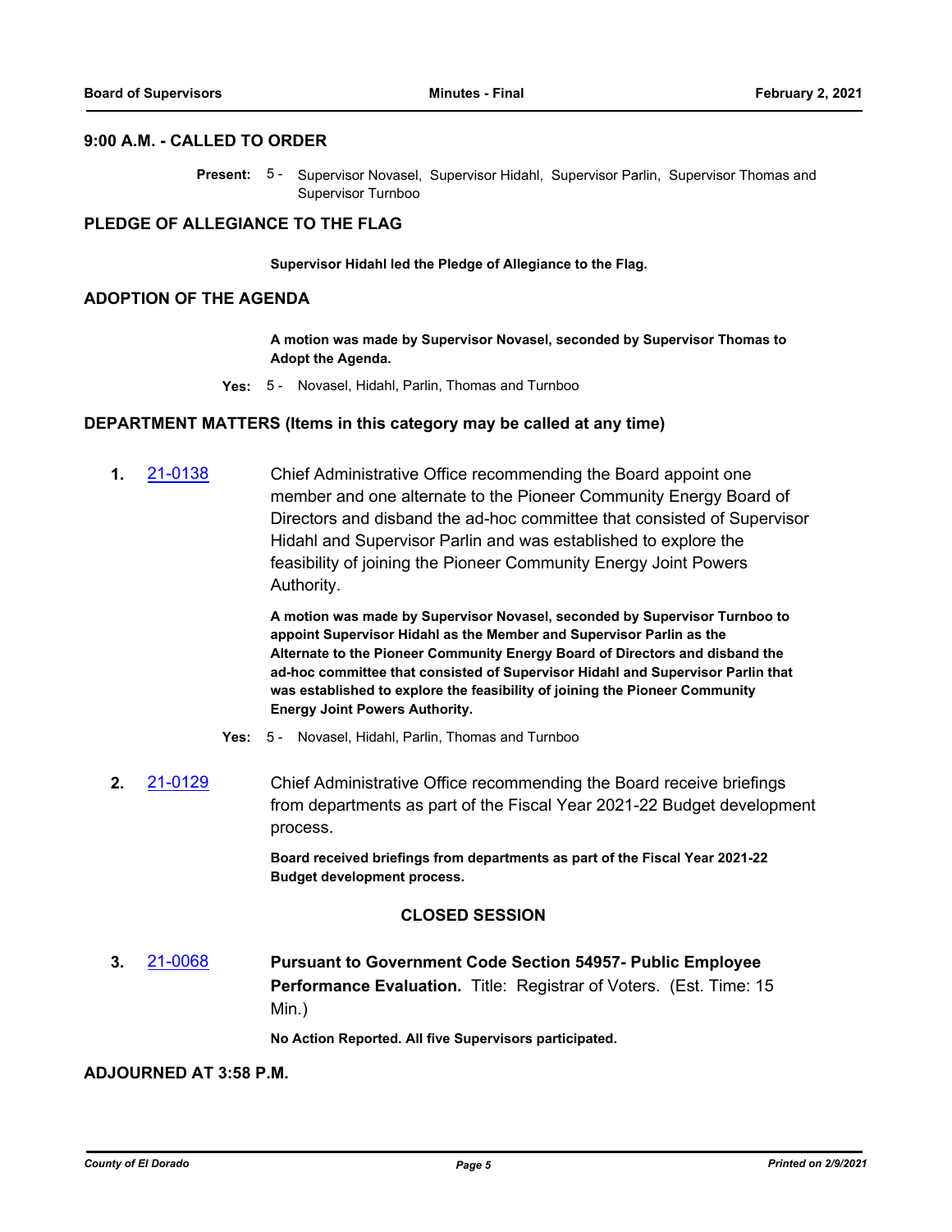## 9:00 A.M. - CALLED TO ORDER

**Present:** 5 - Supervisor Novasel, Supervisor Hidahl, Supervisor Parlin, Supervisor Thomas and Supervisor Turnboo

## PLEDGE OF ALLEGIANCE TO THE FLAG

**Supervisor Hidahl led the Pledge of Allegiance to the Flag.**

## ADOPTION OF THE AGENDA

**A motion was made by Supervisor Novasel, seconded by Supervisor Thomas to Adopt the Agenda.**

**Yes:** 5 - Novasel, Hidahl, Parlin, Thomas and Turnboo

## DEPARTMENT MATTERS (Items in this category may be called at any time)

**1.** 21-0138 Chief Administrative Office recommending the Board appoint one member and one alternate to the Pioneer Community Energy Board of Directors and disband the ad-hoc committee that consisted of Supervisor Hidahl and Supervisor Parlin and was established to explore the feasibility of joining the Pioneer Community Energy Joint Powers Authority.

**A motion was made by Supervisor Novasel, seconded by Supervisor Turnboo to appoint Supervisor Hidahl as the Member and Supervisor Parlin as the Alternate to the Pioneer Community Energy Board of Directors and disband the ad-hoc committee that consisted of Supervisor Hidahl and Supervisor Parlin that was established to explore the feasibility of joining the Pioneer Community Energy Joint Powers Authority.**

**Yes:** 5 - Novasel, Hidahl, Parlin, Thomas and Turnboo

**2.** 21-0129 Chief Administrative Office recommending the Board receive briefings from departments as part of the Fiscal Year 2021-22 Budget development process.

**Board received briefings from departments as part of the Fiscal Year 2021-22 Budget development process.**

### CLOSED SESSION

**3.** 21-0068 **Pursuant to Government Code Section 54957- Public Employee Performance Evaluation.** Title: Registrar of Voters. (Est. Time: 15 Min.)

**No Action Reported. All five Supervisors participated.**

## ADJOURNED AT 3:58 P.M.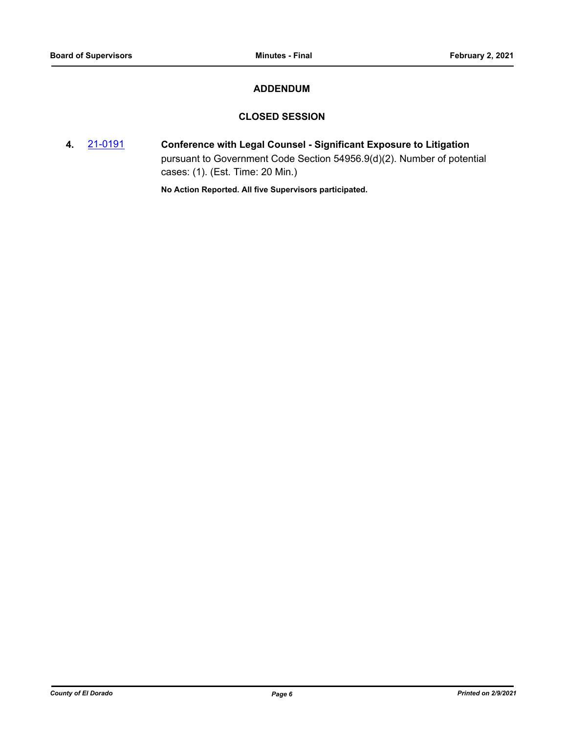## ADDENDUM

## CLOSED SESSION

**4.** [21-0191](21-0191) **Conference with Legal Counsel - Significant Exposure to Litigation** pursuant to Government Code Section 54956.9(d)(2). Number of potential cases: (1). (Est. Time: 20 Min.)

**No Action Reported. All five Supervisors participated.**